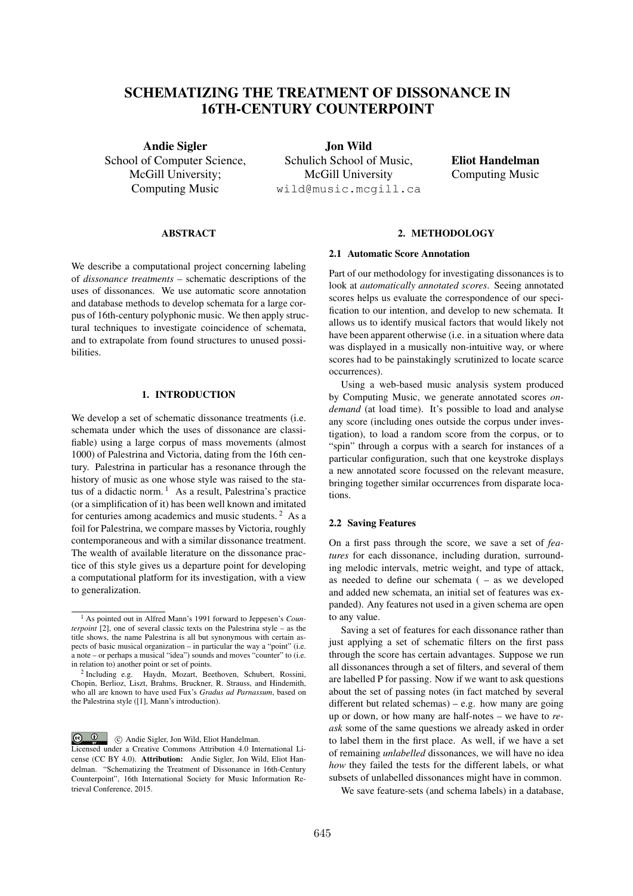# SCHEMATIZING THE TREATMENT OF DISSONANCE IN 16TH-CENTURY COUNTERPOINT

**Andie Sigler**
School of Computer Science, McGill University; Computing Music

**Jon Wild**
Schulich School of Music, McGill University
wild@music.mcgill.ca

**Eliot Handelman**
Computing Music

### ABSTRACT

We describe a computational project concerning labeling of *dissonance treatments* – schematic descriptions of the uses of dissonances. We use automatic score annotation and database methods to develop schemata for a large corpus of 16th-century polyphonic music. We then apply structural techniques to investigate coincidence of schemata, and to extrapolate from found structures to unused possibilities.

## 1. INTRODUCTION

We develop a set of schematic dissonance treatments (i.e. schemata under which the uses of dissonance are classifiable) using a large corpus of mass movements (almost 1000) of Palestrina and Victoria, dating from the 16th century. Palestrina in particular has a resonance through the history of music as one whose style was raised to the status of a didactic norm. [1] As a result, Palestrina's practice (or a simplification of it) has been well known and imitated for centuries among academics and music students. [2] As a foil for Palestrina, we compare masses by Victoria, roughly contemporaneous and with a similar dissonance treatment. The wealth of available literature on the dissonance practice of this style gives us a departure point for developing a computational platform for its investigation, with a view to generalization.

[1] As pointed out in Alfred Mann's 1991 forward to Jeppesen's *Counterpoint* [2], one of several classic texts on the Palestrina style – as the title shows, the name Palestrina is all but synonymous with certain aspects of basic musical organization – in particular the way a "point" (i.e. a note – or perhaps a musical "idea") sounds and moves "counter" to (i.e. in relation to) another point or set of points.

[2] Including e.g. Haydn, Mozart, Beethoven, Schubert, Rossini, Chopin, Berlioz, Liszt, Brahms, Bruckner, R. Strauss, and Hindemith, who all are known to have used Fux's *Gradus ad Parnassum*, based on the Palestrina style ([1], Mann's introduction).

© Andie Sigler, Jon Wild, Eliot Handelman. Licensed under a Creative Commons Attribution 4.0 International License (CC BY 4.0). **Attribution:** Andie Sigler, Jon Wild, Eliot Handelman. "Schematizing the Treatment of Dissonance in 16th-Century Counterpoint", 16th International Society for Music Information Retrieval Conference, 2015.

## 2. METHODOLOGY

### 2.1 Automatic Score Annotation

Part of our methodology for investigating dissonances is to look at *automatically annotated scores*. Seeing annotated scores helps us evaluate the correspondence of our specification to our intention, and develop to new schemata. It allows us to identify musical factors that would likely not have been apparent otherwise (i.e. in a situation where data was displayed in a musically non-intuitive way, or where scores had to be painstakingly scrutinized to locate scarce occurrences).

Using a web-based music analysis system produced by Computing Music, we generate annotated scores *on-demand* (at load time). It's possible to load and analyse any score (including ones outside the corpus under investigation), to load a random score from the corpus, or to "spin" through a corpus with a search for instances of a particular configuration, such that one keystroke displays a new annotated score focussed on the relevant measure, bringing together similar occurrences from disparate locations.

### 2.2 Saving Features

On a first pass through the score, we save a set of *features* for each dissonance, including duration, surrounding melodic intervals, metric weight, and type of attack, as needed to define our schemata ( – as we developed and added new schemata, an initial set of features was expanded). Any features not used in a given schema are open to any value.

Saving a set of features for each dissonance rather than just applying a set of schematic filters on the first pass through the score has certain advantages. Suppose we run all dissonances through a set of filters, and several of them are labelled P for passing. Now if we want to ask questions about the set of passing notes (in fact matched by several different but related schemas) – e.g. how many are going up or down, or how many are half-notes – we have to *re-ask* some of the same questions we already asked in order to label them in the first place. As well, if we have a set of remaining *unlabelled* dissonances, we will have no idea *how* they failed the tests for the different labels, or what subsets of unlabelled dissonances might have in common.

We save feature-sets (and schema labels) in a database,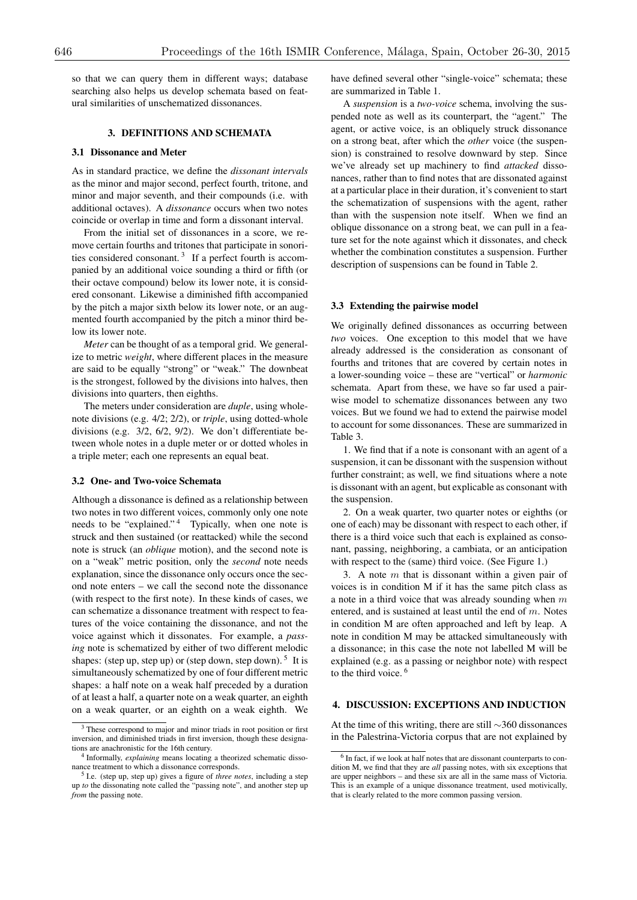so that we can query them in different ways; database searching also helps us develop schemata based on featural similarities of unschematized dissonances.

## 3. DEFINITIONS AND SCHEMATA

### 3.1 Dissonance and Meter

As in standard practice, we define the *dissonant intervals* as the minor and major second, perfect fourth, tritone, and minor and major seventh, and their compounds (i.e. with additional octaves). A *dissonance* occurs when two notes coincide or overlap in time and form a dissonant interval.

From the initial set of dissonances in a score, we remove certain fourths and tritones that participate in sonorities considered consonant. [3] If a perfect fourth is accompanied by an additional voice sounding a third or fifth (or their octave compound) below its lower note, it is considered consonant. Likewise a diminished fifth accompanied by the pitch a major sixth below its lower note, or an augmented fourth accompanied by the pitch a minor third below its lower note.

*Meter* can be thought of as a temporal grid. We generalize to metric *weight*, where different places in the measure are said to be equally "strong" or "weak." The downbeat is the strongest, followed by the divisions into halves, then divisions into quarters, then eighths.

The meters under consideration are *duple*, using whole-note divisions (e.g. 4/2; 2/2), or *triple*, using dotted-whole divisions (e.g. 3/2, 6/2, 9/2). We don't differentiate between whole notes in a duple meter or or dotted wholes in a triple meter; each one represents an equal beat.

### 3.2 One- and Two-voice Schemata

Although a dissonance is defined as a relationship between two notes in two different voices, commonly only one note needs to be "explained." [4] Typically, when one note is struck and then sustained (or reattacked) while the second note is struck (an *oblique* motion), and the second note is on a "weak" metric position, only the *second* note needs explanation, since the dissonance only occurs once the second note enters – we call the second note the dissonance (with respect to the first note). In these kinds of cases, we can schematize a dissonance treatment with respect to features of the voice containing the dissonance, and not the voice against which it dissonates. For example, a *passing* note is schematized by either of two different melodic shapes: (step up, step up) or (step down, step down). [5] It is simultaneously schematized by one of four different metric shapes: a half note on a weak half preceded by a duration of at least a half, a quarter note on a weak quarter, an eighth on a weak quarter, or an eighth on a weak eighth. We have defined several other "single-voice" schemata; these are summarized in Table 1.

A *suspension* is a *two-voice* schema, involving the suspended note as well as its counterpart, the "agent." The agent, or active voice, is an obliquely struck dissonance on a strong beat, after which the *other* voice (the suspension) is constrained to resolve downward by step. Since we've already set up machinery to find *attacked* dissonances, rather than to find notes that are dissonated against at a particular place in their duration, it's convenient to start the schematization of suspensions with the agent, rather than with the suspension note itself. When we find an oblique dissonance on a strong beat, we can pull in a feature set for the note against which it dissonates, and check whether the combination constitutes a suspension. Further description of suspensions can be found in Table 2.

### 3.3 Extending the pairwise model

We originally defined dissonances as occurring between *two* voices. One exception to this model that we have already addressed is the consideration as consonant of fourths and tritones that are covered by certain notes in a lower-sounding voice – these are "vertical" or *harmonic* schemata. Apart from these, we have so far used a pairwise model to schematize dissonances between any two voices. But we found we had to extend the pairwise model to account for some dissonances. These are summarized in Table 3.

1. We find that if a note is consonant with an agent of a suspension, it can be dissonant with the suspension without further constraint; as well, we find situations where a note is dissonant with an agent, but explicable as consonant with the suspension.

2. On a weak quarter, two quarter notes or eighths (or one of each) may be dissonant with respect to each other, if there is a third voice such that each is explained as consonant, passing, neighboring, a cambiata, or an anticipation with respect to the (same) third voice. (See Figure 1.)

3. A note $m$ that is dissonant within a given pair of voices is in condition M if it has the same pitch class as a note in a third voice that was already sounding when $m$ entered, and is sustained at least until the end of $m$. Notes in condition M are often approached and left by leap. A note in condition M may be attacked simultaneously with a dissonance; in this case the note not labelled M will be explained (e.g. as a passing or neighbor note) with respect to the third voice. [6]

## 4. DISCUSSION: EXCEPTIONS AND INDUCTION

At the time of this writing, there are still ∼360 dissonances in the Palestrina-Victoria corpus that are not explained by

[3] These correspond to major and minor triads in root position or first inversion, and diminished triads in first inversion, though these designations are anachronistic for the 16th century.

[4] Informally, *explaining* means locating a theorized schematic dissonance treatment to which a dissonance corresponds.

[5] I.e. (step up, step up) gives a figure of *three notes*, including a step up *to* the dissonating note called the "passing note", and another step up *from* the passing note.

[6] In fact, if we look at half notes that are dissonant counterparts to condition M, we find that they are *all* passing notes, with six exceptions that are upper neighbors – and these six are all in the same mass of Victoria. This is an example of a unique dissonance treatment, used motivically, that is clearly related to the more common passing version.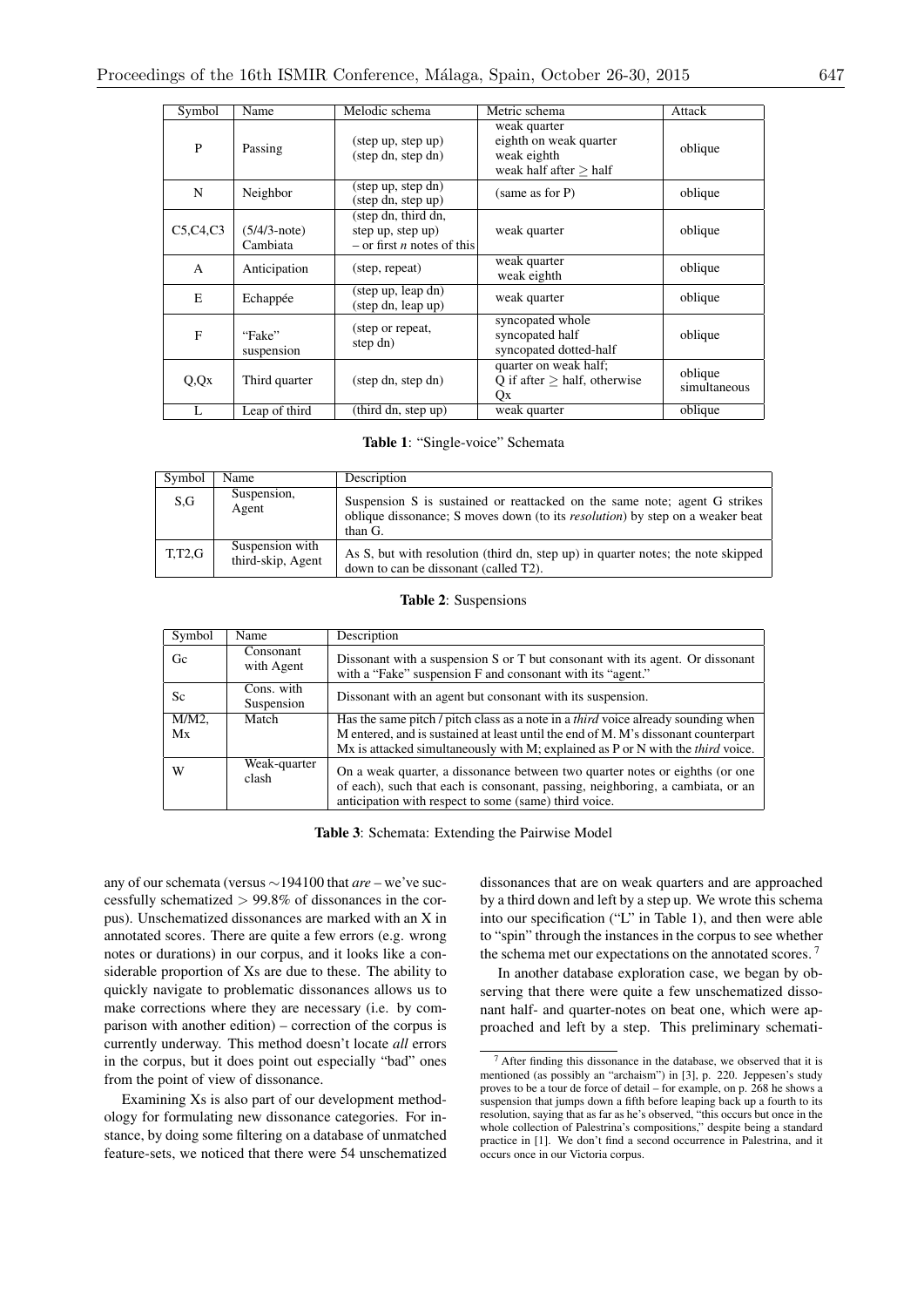| Symbol | Name | Melodic schema | Metric schema | Attack |
|---|---|---|---|---|
| P | Passing | (step up, step up) (step dn, step dn) | weak quarter eighth on weak quarter weak eighth weak half after $\geq$ half | oblique |
| N | Neighbor | (step up, step dn) (step dn, step up) | (same as for P) | oblique |
| C5,C4,C3 | (5/4/3-note) Cambiata | (step dn, third dn, step up, step up) – or first *n* notes of this | weak quarter | oblique |
| A | Anticipation | (step, repeat) | weak quarter weak eighth | oblique |
| E | Echappée | (step up, leap dn) (step dn, leap up) | weak quarter | oblique |
| F | "Fake" suspension | (step or repeat, step dn) | syncopated whole syncopated half syncopated dotted-half | oblique |
| Q,Qx | Third quarter | (step dn, step dn) | quarter on weak half; Q if after $\geq$ half, otherwise Qx | oblique simultaneous |
| L | Leap of third | (third dn, step up) | weak quarter | oblique |

**Table 1**: "Single-voice" Schemata

| Symbol | Name | Description |
|---|---|---|
| S,G | Suspension, Agent | Suspension S is sustained or reattacked on the same note; agent G strikes oblique dissonance; S moves down (to its *resolution*) by step on a weaker beat than G. |
| T,T2,G | Suspension with third-skip, Agent | As S, but with resolution (third dn, step up) in quarter notes; the note skipped down to can be dissonant (called T2). |

**Table 2**: Suspensions

| Symbol | Name | Description |
|---|---|---|
| Gc | Consonant with Agent | Dissonant with a suspension S or T but consonant with its agent. Or dissonant with a "Fake" suspension F and consonant with its "agent." |
| Sc | Cons. with Suspension | Dissonant with an agent but consonant with its suspension. |
| M/M2, Mx | Match | Has the same pitch / pitch class as a note in a *third* voice already sounding when M entered, and is sustained at least until the end of M. M's dissonant counterpart Mx is attacked simultaneously with M; explained as P or N with the *third* voice. |
| W | Weak-quarter clash | On a weak quarter, a dissonance between two quarter notes or eighths (or one of each), such that each is consonant, passing, neighboring, a cambiata, or an anticipation with respect to some (same) third voice. |

**Table 3**: Schemata: Extending the Pairwise Model

any of our schemata (versus ∼194100 that *are* – we've successfully schematized > 99.8% of dissonances in the corpus). Unschematized dissonances are marked with an X in annotated scores. There are quite a few errors (e.g. wrong notes or durations) in our corpus, and it looks like a considerable proportion of Xs are due to these. The ability to quickly navigate to problematic dissonances allows us to make corrections where they are necessary (i.e. by comparison with another edition) – correction of the corpus is currently underway. This method doesn't locate *all* errors in the corpus, but it does point out especially "bad" ones from the point of view of dissonance.

Examining Xs is also part of our development methodology for formulating new dissonance categories. For instance, by doing some filtering on a database of unmatched feature-sets, we noticed that there were 54 unschematized dissonances that are on weak quarters and are approached by a third down and left by a step up. We wrote this schema into our specification ("L" in Table 1), and then were able to "spin" through the instances in the corpus to see whether the schema met our expectations on the annotated scores. [7]

In another database exploration case, we began by observing that there were quite a few unschematized dissonant half- and quarter-notes on beat one, which were approached and left by a step. This preliminary schemati-

[7] After finding this dissonance in the database, we observed that it is mentioned (as possibly an "archaism") in [3], p. 220. Jeppesen's study proves to be a tour de force of detail – for example, on p. 268 he shows a suspension that jumps down a fifth before leaping back up a fourth to its resolution, saying that as far as he's observed, "this occurs but once in the whole collection of Palestrina's compositions," despite being a standard practice in [1]. We don't find a second occurrence in Palestrina, and it occurs once in our Victoria corpus.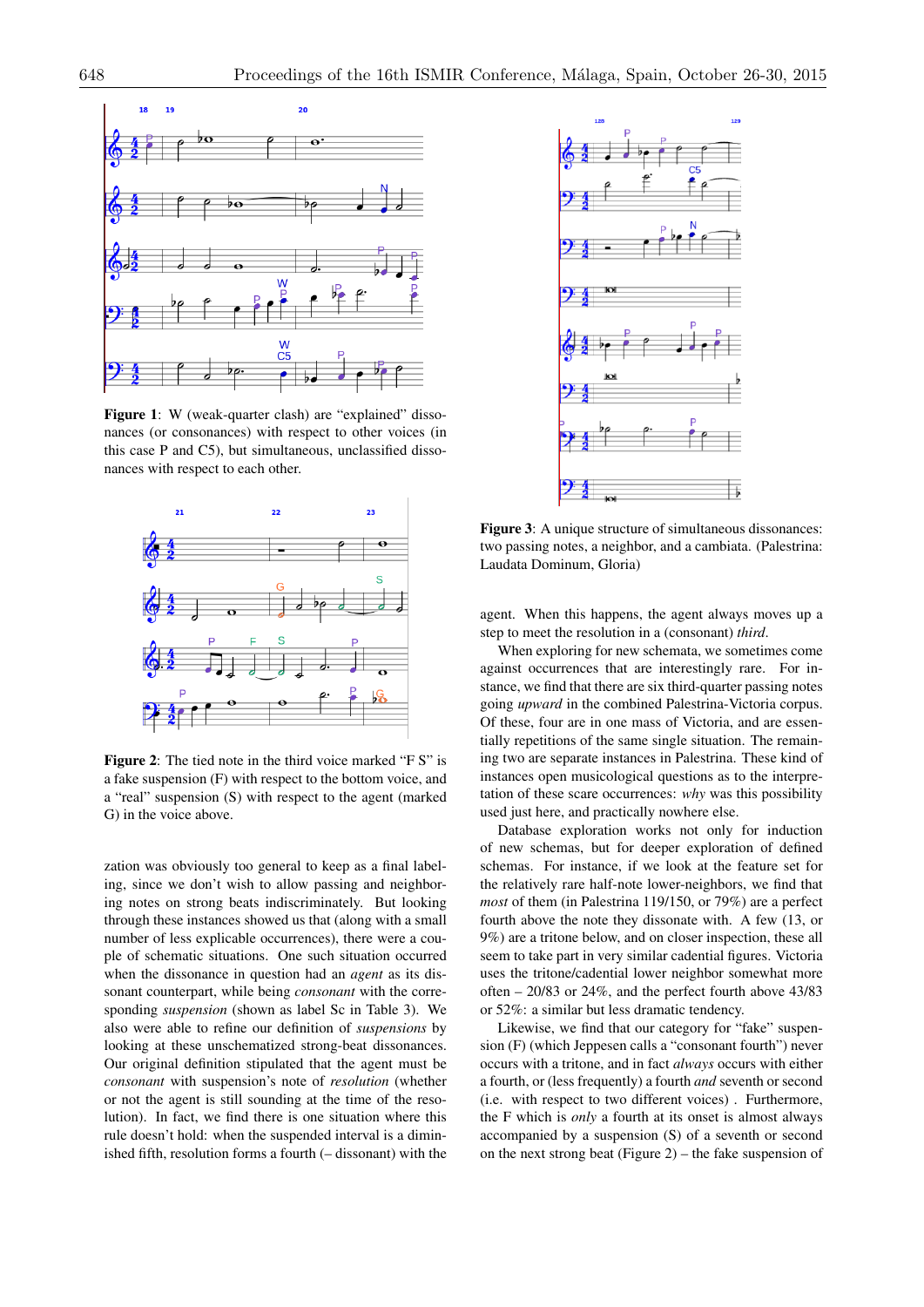**Figure 1**: W (weak-quarter clash) are "explained" dissonances (or consonances) with respect to other voices (in this case P and C5), but simultaneous, unclassified dissonances with respect to each other.

**Figure 2**: The tied note in the third voice marked "F S" is a fake suspension (F) with respect to the bottom voice, and a "real" suspension (S) with respect to the agent (marked G) in the voice above.

zation was obviously too general to keep as a final labeling, since we don't wish to allow passing and neighboring notes on strong beats indiscriminately. But looking through these instances showed us that (along with a small number of less explicable occurrences), there were a couple of schematic situations. One such situation occurred when the dissonance in question had an *agent* as its dissonant counterpart, while being *consonant* with the corresponding *suspension* (shown as label Sc in Table 3). We also were able to refine our definition of *suspensions* by looking at these unschematized strong-beat dissonances. Our original definition stipulated that the agent must be *consonant* with suspension's note of *resolution* (whether or not the agent is still sounding at the time of the resolution). In fact, we find there is one situation where this rule doesn't hold: when the suspended interval is a diminished fifth, resolution forms a fourth (– dissonant) with the agent. When this happens, the agent always moves up a step to meet the resolution in a (consonant) *third*.

**Figure 3**: A unique structure of simultaneous dissonances: two passing notes, a neighbor, and a cambiata. (Palestrina: Laudata Dominum, Gloria)

When exploring for new schemata, we sometimes come against occurrences that are interestingly rare. For instance, we find that there are six third-quarter passing notes going *upward* in the combined Palestrina-Victoria corpus. Of these, four are in one mass of Victoria, and are essentially repetitions of the same single situation. The remaining two are separate instances in Palestrina. These kind of instances open musicological questions as to the interpretation of these scare occurrences: *why* was this possibility used just here, and practically nowhere else.

Database exploration works not only for induction of new schemas, but for deeper exploration of defined schemas. For instance, if we look at the feature set for the relatively rare half-note lower-neighbors, we find that *most* of them (in Palestrina 119/150, or 79%) are a perfect fourth above the note they dissonate with. A few (13, or 9%) are a tritone below, and on closer inspection, these all seem to take part in very similar cadential figures. Victoria uses the tritone/cadential lower neighbor somewhat more often – 20/83 or 24%, and the perfect fourth above 43/83 or 52%: a similar but less dramatic tendency.

Likewise, we find that our category for "fake" suspension (F) (which Jeppesen calls a "consonant fourth") never occurs with a tritone, and in fact *always* occurs with either a fourth, or (less frequently) a fourth *and* seventh or second (i.e. with respect to two different voices). Furthermore, the F which is *only* a fourth at its onset is almost always accompanied by a suspension (S) of a seventh or second on the next strong beat (Figure 2) – the fake suspension of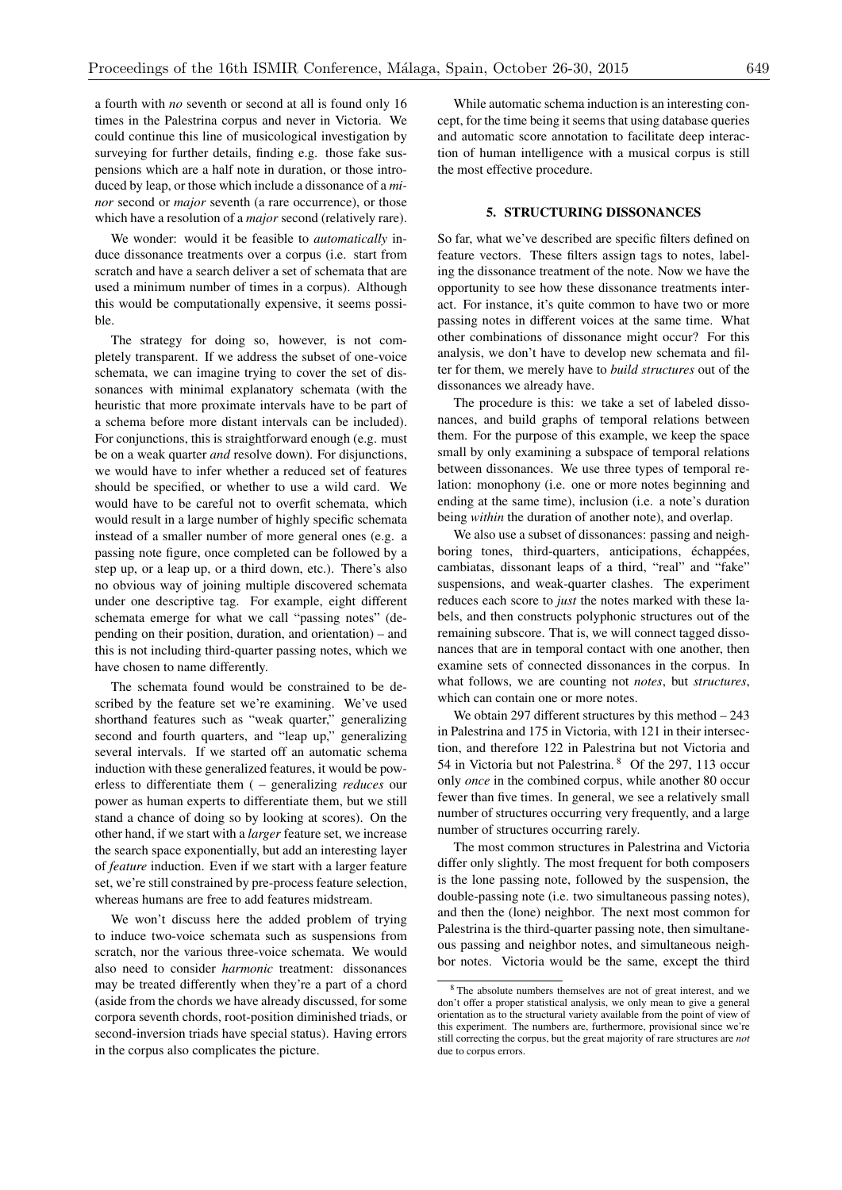a fourth with *no* seventh or second at all is found only 16 times in the Palestrina corpus and never in Victoria. We could continue this line of musicological investigation by surveying for further details, finding e.g. those fake suspensions which are a half note in duration, or those introduced by leap, or those which include a dissonance of a *minor* second or *major* seventh (a rare occurrence), or those which have a resolution of a *major* second (relatively rare).

We wonder: would it be feasible to *automatically* induce dissonance treatments over a corpus (i.e. start from scratch and have a search deliver a set of schemata that are used a minimum number of times in a corpus). Although this would be computationally expensive, it seems possible.

The strategy for doing so, however, is not completely transparent. If we address the subset of one-voice schemata, we can imagine trying to cover the set of dissonances with minimal explanatory schemata (with the heuristic that more proximate intervals have to be part of a schema before more distant intervals can be included). For conjunctions, this is straightforward enough (e.g. must be on a weak quarter *and* resolve down). For disjunctions, we would have to infer whether a reduced set of features should be specified, or whether to use a wild card. We would have to be careful not to overfit schemata, which would result in a large number of highly specific schemata instead of a smaller number of more general ones (e.g. a passing note figure, once completed can be followed by a step up, or a leap up, or a third down, etc.). There's also no obvious way of joining multiple discovered schemata under one descriptive tag. For example, eight different schemata emerge for what we call "passing notes" (depending on their position, duration, and orientation) – and this is not including third-quarter passing notes, which we have chosen to name differently.

The schemata found would be constrained to be described by the feature set we're examining. We've used shorthand features such as "weak quarter," generalizing second and fourth quarters, and "leap up," generalizing several intervals. If we started off an automatic schema induction with these generalized features, it would be powerless to differentiate them ( – generalizing *reduces* our power as human experts to differentiate them, but we still stand a chance of doing so by looking at scores). On the other hand, if we start with a *larger* feature set, we increase the search space exponentially, but add an interesting layer of *feature* induction. Even if we start with a larger feature set, we're still constrained by pre-process feature selection, whereas humans are free to add features midstream.

We won't discuss here the added problem of trying to induce two-voice schemata such as suspensions from scratch, nor the various three-voice schemata. We would also need to consider *harmonic* treatment: dissonances may be treated differently when they're a part of a chord (aside from the chords we have already discussed, for some corpora seventh chords, root-position diminished triads, or second-inversion triads have special status). Having errors in the corpus also complicates the picture.

While automatic schema induction is an interesting concept, for the time being it seems that using database queries and automatic score annotation to facilitate deep interaction of human intelligence with a musical corpus is still the most effective procedure.

## 5. STRUCTURING DISSONANCES

So far, what we've described are specific filters defined on feature vectors. These filters assign tags to notes, labeling the dissonance treatment of the note. Now we have the opportunity to see how these dissonance treatments interact. For instance, it's quite common to have two or more passing notes in different voices at the same time. What other combinations of dissonance might occur? For this analysis, we don't have to develop new schemata and filter for them, we merely have to *build structures* out of the dissonances we already have.

The procedure is this: we take a set of labeled dissonances, and build graphs of temporal relations between them. For the purpose of this example, we keep the space small by only examining a subspace of temporal relations between dissonances. We use three types of temporal relation: monophony (i.e. one or more notes beginning and ending at the same time), inclusion (i.e. a note's duration being *within* the duration of another note), and overlap.

We also use a subset of dissonances: passing and neighboring tones, third-quarters, anticipations, échappées, cambiatas, dissonant leaps of a third, "real" and "fake" suspensions, and weak-quarter clashes. The experiment reduces each score to *just* the notes marked with these labels, and then constructs polyphonic structures out of the remaining subscore. That is, we will connect tagged dissonances that are in temporal contact with one another, then examine sets of connected dissonances in the corpus. In what follows, we are counting not *notes*, but *structures*, which can contain one or more notes.

We obtain 297 different structures by this method – 243 in Palestrina and 175 in Victoria, with 121 in their intersection, and therefore 122 in Palestrina but not Victoria and 54 in Victoria but not Palestrina. [8] Of the 297, 113 occur only *once* in the combined corpus, while another 80 occur fewer than five times. In general, we see a relatively small number of structures occurring very frequently, and a large number of structures occurring rarely.

The most common structures in Palestrina and Victoria differ only slightly. The most frequent for both composers is the lone passing note, followed by the suspension, the double-passing note (i.e. two simultaneous passing notes), and then the (lone) neighbor. The next most common for Palestrina is the third-quarter passing note, then simultaneous passing and neighbor notes, and simultaneous neighbor notes. Victoria would be the same, except the third

[8] The absolute numbers themselves are not of great interest, and we don't offer a proper statistical analysis, we only mean to give a general orientation as to the structural variety available from the point of view of this experiment. The numbers are, furthermore, provisional since we're still correcting the corpus, but the great majority of rare structures are *not* due to corpus errors.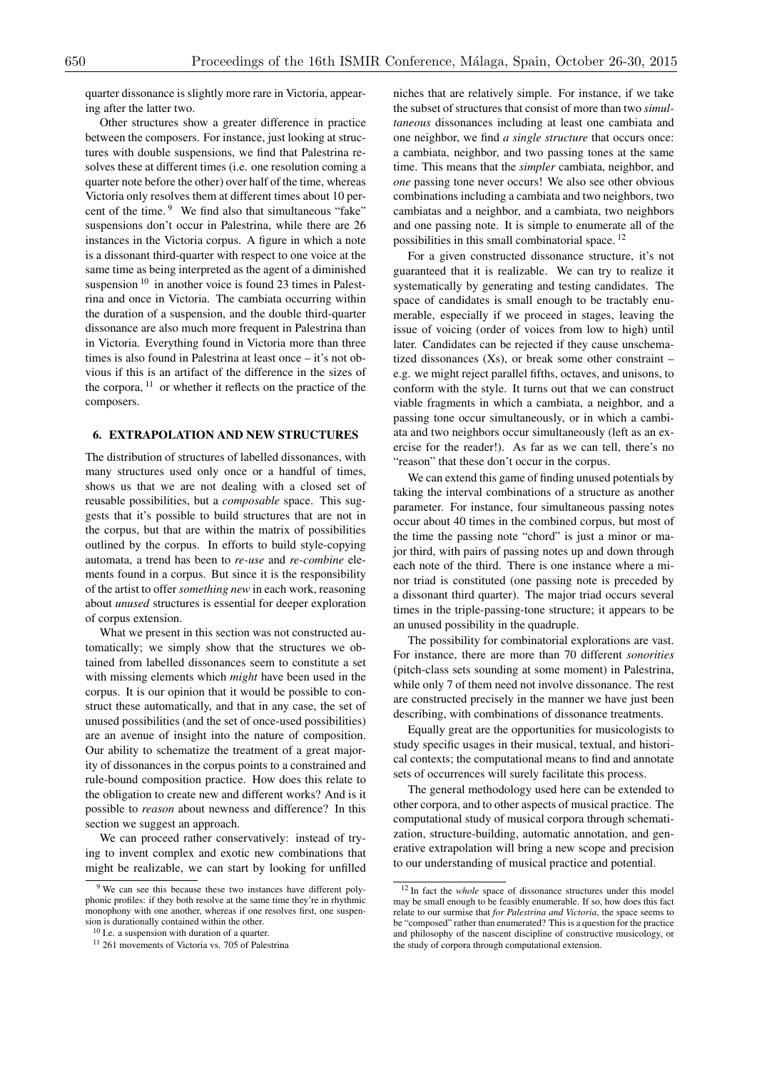quarter dissonance is slightly more rare in Victoria, appearing after the latter two.

Other structures show a greater difference in practice between the composers. For instance, just looking at structures with double suspensions, we find that Palestrina resolves these at different times (i.e. one resolution coming a quarter note before the other) over half of the time, whereas Victoria only resolves them at different times about 10 percent of the time. [9] We find also that simultaneous "fake" suspensions don't occur in Palestrina, while there are 26 instances in the Victoria corpus. A figure in which a note is a dissonant third-quarter with respect to one voice at the same time as being interpreted as the agent of a diminished suspension [10] in another voice is found 23 times in Palestrina and once in Victoria. The cambiata occurring within the duration of a suspension, and the double third-quarter dissonance are also much more frequent in Palestrina than in Victoria. Everything found in Victoria more than three times is also found in Palestrina at least once – it's not obvious if this is an artifact of the difference in the sizes of the corpora, [11] or whether it reflects on the practice of the composers.

## 6. EXTRAPOLATION AND NEW STRUCTURES

The distribution of structures of labelled dissonances, with many structures used only once or a handful of times, shows us that we are not dealing with a closed set of reusable possibilities, but a *composable* space. This suggests that it's possible to build structures that are not in the corpus, but that are within the matrix of possibilities outlined by the corpus. In efforts to build style-copying automata, a trend has been to *re-use* and *re-combine* elements found in a corpus. But since it is the responsibility of the artist to offer *something new* in each work, reasoning about *unused* structures is essential for deeper exploration of corpus extension.

What we present in this section was not constructed automatically; we simply show that the structures we obtained from labelled dissonances seem to constitute a set with missing elements which *might* have been used in the corpus. It is our opinion that it would be possible to construct these automatically, and that in any case, the set of unused possibilities (and the set of once-used possibilities) are an avenue of insight into the nature of composition. Our ability to schematize the treatment of a great majority of dissonances in the corpus points to a constrained and rule-bound composition practice. How does this relate to the obligation to create new and different works? And is it possible to *reason* about newness and difference? In this section we suggest an approach.

We can proceed rather conservatively: instead of trying to invent complex and exotic new combinations that might be realizable, we can start by looking for unfilled niches that are relatively simple. For instance, if we take the subset of structures that consist of more than two *simultaneous* dissonances including at least one cambiata and one neighbor, we find *a single structure* that occurs once: a cambiata, neighbor, and two passing tones at the same time. This means that the *simpler* cambiata, neighbor, and *one* passing tone never occurs! We also see other obvious combinations including a cambiata and two neighbors, two cambiatas and a neighbor, and a cambiata, two neighbors and one passing note. It is simple to enumerate all of the possibilities in this small combinatorial space. [12]

For a given constructed dissonance structure, it's not guaranteed that it is realizable. We can try to realize it systematically by generating and testing candidates. The space of candidates is small enough to be tractably enumerable, especially if we proceed in stages, leaving the issue of voicing (order of voices from low to high) until later. Candidates can be rejected if they cause unschematized dissonances (Xs), or break some other constraint – e.g. we might reject parallel fifths, octaves, and unisons, to conform with the style. It turns out that we can construct viable fragments in which a cambiata, a neighbor, and a passing tone occur simultaneously, or in which a cambiata and two neighbors occur simultaneously (left as an exercise for the reader!). As far as we can tell, there's no "reason" that these don't occur in the corpus.

We can extend this game of finding unused potentials by taking the interval combinations of a structure as another parameter. For instance, four simultaneous passing notes occur about 40 times in the combined corpus, but most of the time the passing note "chord" is just a minor or major third, with pairs of passing notes up and down through each note of the third. There is one instance where a minor triad is constituted (one passing note is preceded by a dissonant third quarter). The major triad occurs several times in the triple-passing-tone structure; it appears to be an unused possibility in the quadruple.

The possibility for combinatorial explorations are vast. For instance, there are more than 70 different *sonorities* (pitch-class sets sounding at some moment) in Palestrina, while only 7 of them need not involve dissonance. The rest are constructed precisely in the manner we have just been describing, with combinations of dissonance treatments.

Equally great are the opportunities for musicologists to study specific usages in their musical, textual, and historical contexts; the computational means to find and annotate sets of occurrences will surely facilitate this process.

The general methodology used here can be extended to other corpora, and to other aspects of musical practice. The computational study of musical corpora through schematization, structure-building, automatic annotation, and generative extrapolation will bring a new scope and precision to our understanding of musical practice and potential.

---

[9] We can see this because these two instances have different polyphonic profiles: if they both resolve at the same time they're in rhythmic monophony with one another, whereas if one resolves first, one suspension is durationally contained within the other.

[10] I.e. a suspension with duration of a quarter.

[11] 261 movements of Victoria vs. 705 of Palestrina

[12] In fact the *whole* space of dissonance structures under this model may be small enough to be feasibly enumerable. If so, how does this fact relate to our surmise that *for Palestrina and Victoria*, the space seems to be "composed" rather than enumerated? This is a question for the practice and philosophy of the nascent discipline of constructive musicology, or the study of corpora through computational extension.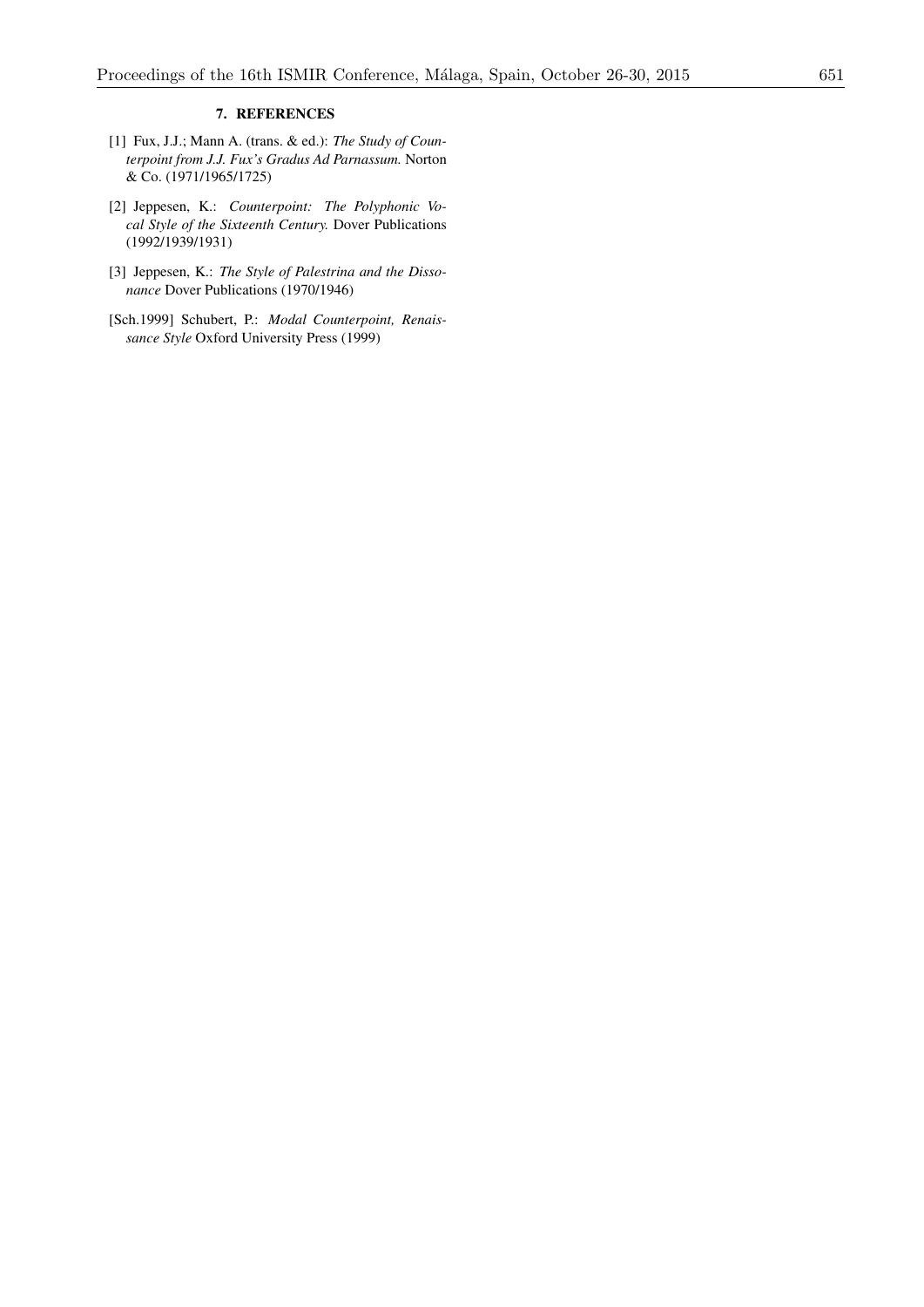## 7. REFERENCES

[1] Fux, J.J.; Mann A. (trans. & ed.): *The Study of Counterpoint from J.J. Fux's Gradus Ad Parnassum.* Norton & Co. (1971/1965/1725)

[2] Jeppesen, K.: *Counterpoint: The Polyphonic Vocal Style of the Sixteenth Century.* Dover Publications (1992/1939/1931)

[3] Jeppesen, K.: *The Style of Palestrina and the Dissonance* Dover Publications (1970/1946)

[Sch.1999] Schubert, P.: *Modal Counterpoint, Renaissance Style* Oxford University Press (1999)